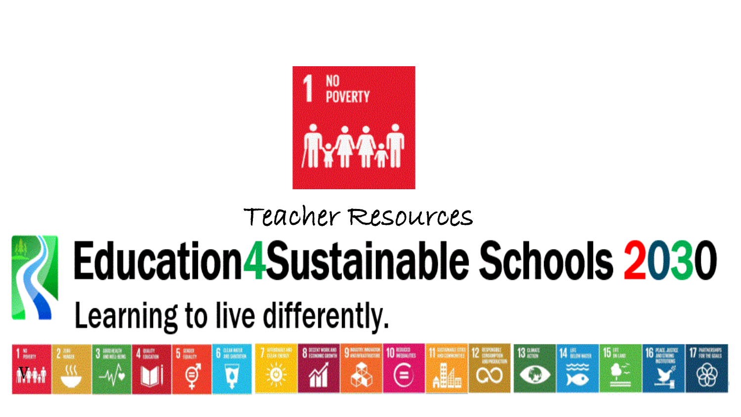# 1 NO POVERTY

Teacher Resources

# Education4Sustainable Schools 2030

## Learning to live differently.

1 NO POVERTY | 2 ZERO HUNGER | 3 GOOD HEALTH AND WELL-BEING | 4 QUALITY EDUCATION | 5 GENDER EQUALITY | 6 CLEAN WATER AND SANITATION | 7 AFFORDABLE AND CLEAN ENERGY | 8 DECENT WORK AND ECONOMIC GROWTH | 9 INDUSTRY, INNOVATION AND INFRASTRUCTURE | 10 REDUCED INEQUALITIES | 11 SUSTAINABLE CITIES AND COMMUNITIES | 12 RESPONSIBLE CONSUMPTION AND PRODUCTION | 13 CLIMATE ACTION | 14 LIFE BELOW WATER | 15 LIFE ON LAND | 16 PEACE, JUSTICE AND STRONG INSTITUTIONS | 17 PARTNERSHIPS FOR THE GOALS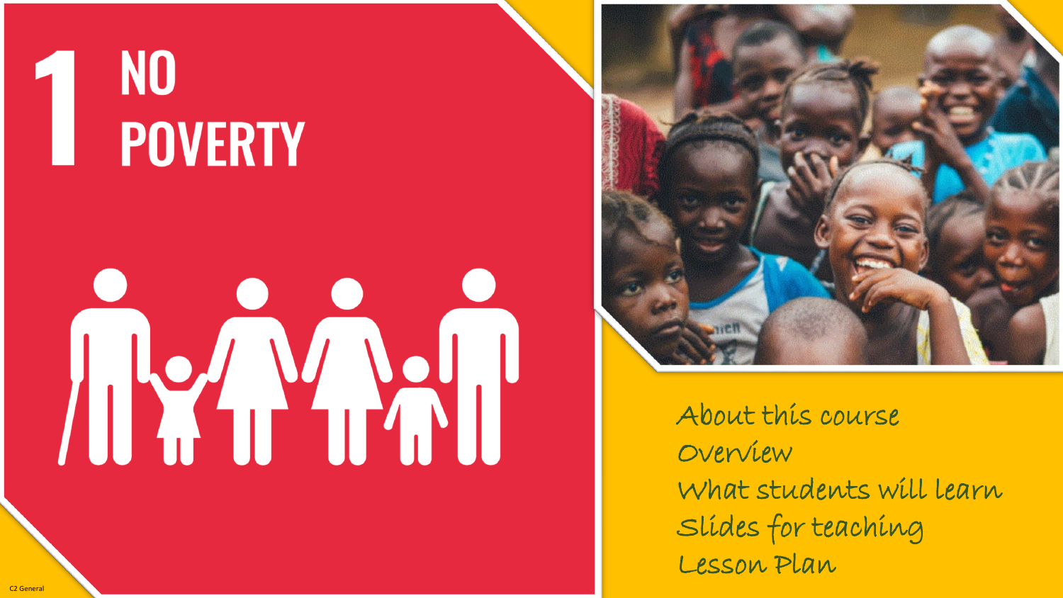# 1 NO POVERTY

About this course

Overview

What students will learn

Slides for teaching

Lesson Plan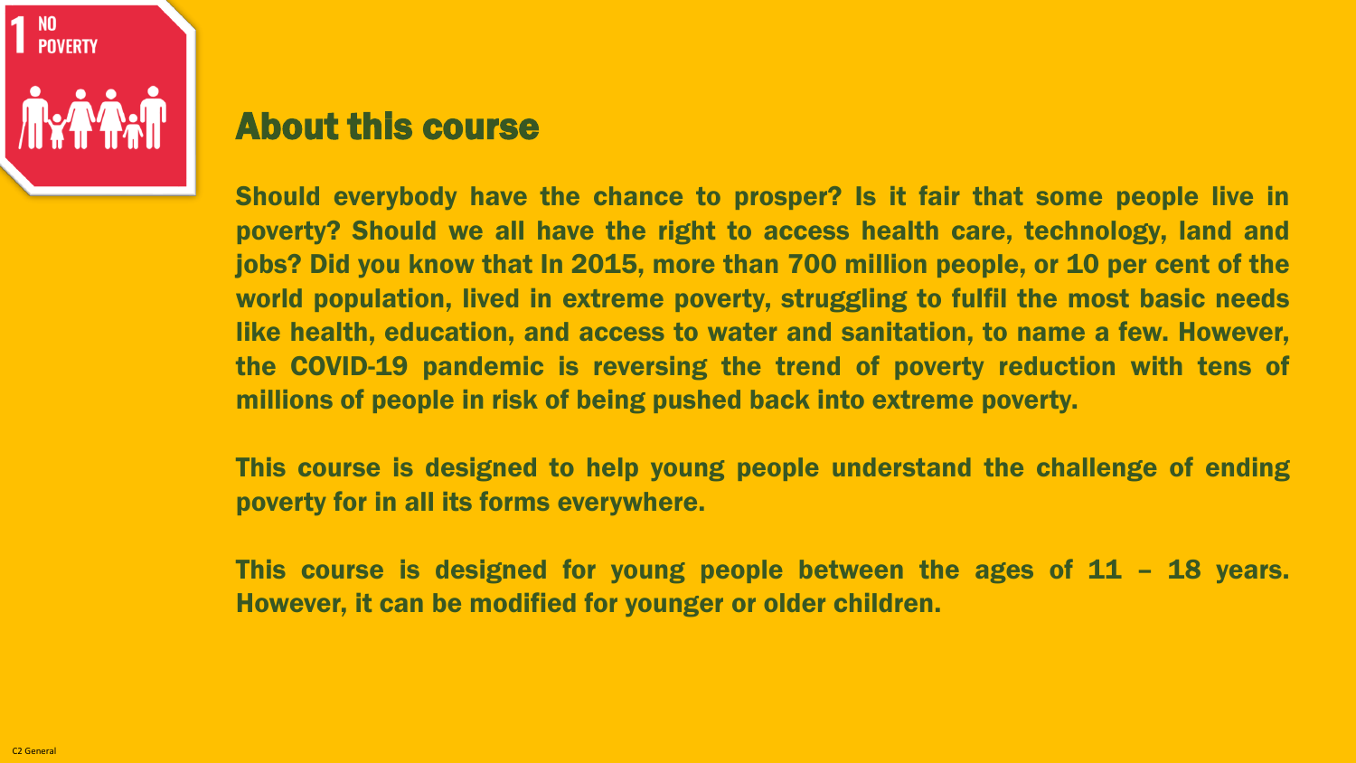1 NO POVERTY

## About this course

**Should everybody have the chance to prosper? Is it fair that some people live in poverty? Should we all have the right to access health care, technology, land and jobs? Did you know that In 2015, more than 700 million people, or 10 per cent of the world population, lived in extreme poverty, struggling to fulfil the most basic needs like health, education, and access to water and sanitation, to name a few. However, the COVID-19 pandemic is reversing the trend of poverty reduction with tens of millions of people in risk of being pushed back into extreme poverty.**

**This course is designed to help young people understand the challenge of ending poverty for in all its forms everywhere.**

**This course is designed for young people between the ages of 11 – 18 years. However, it can be modified for younger or older children.**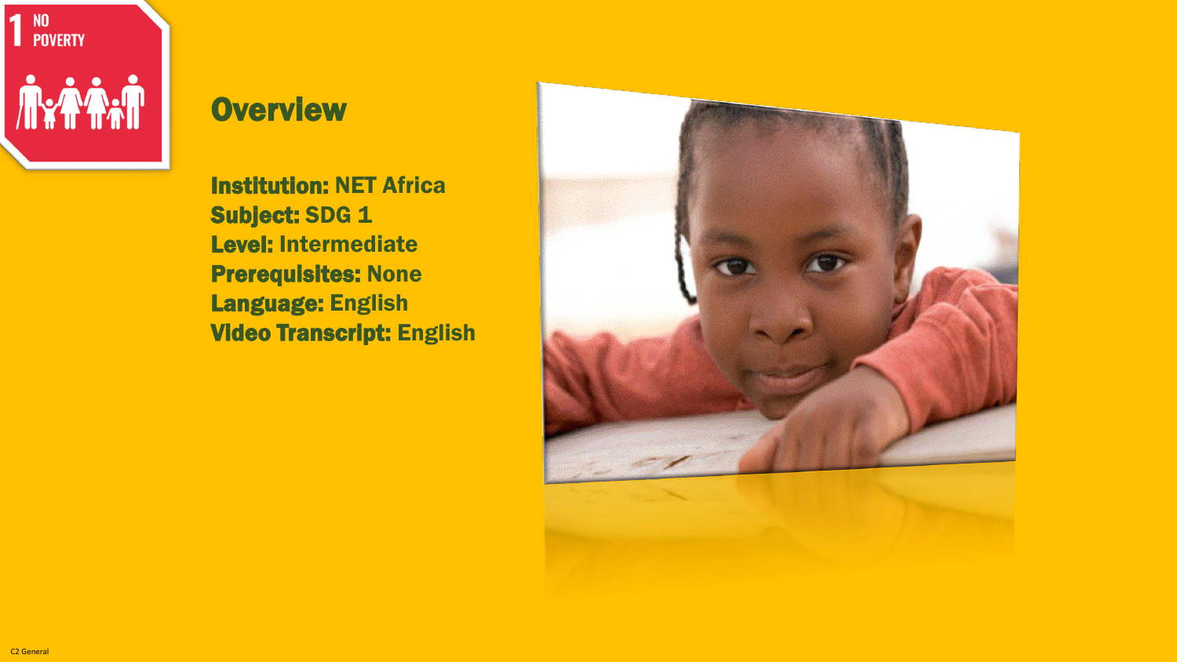## Overview

**Institution:** NET Africa
**Subject:** SDG 1
**Level:** Intermediate
**Prerequisites:** None
**Language:** English
**Video Transcript:** English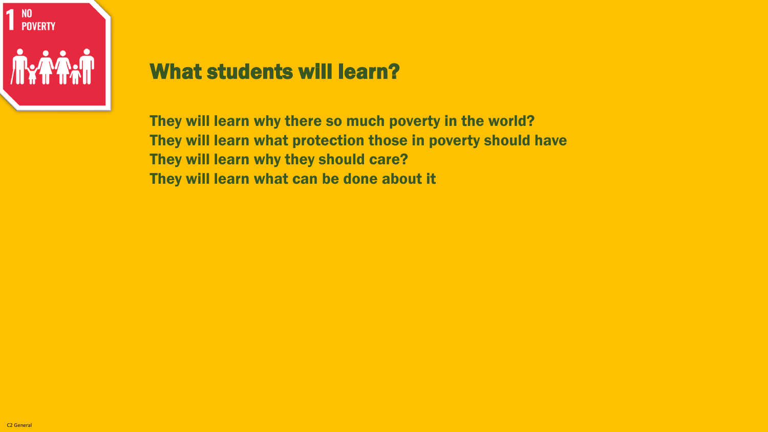# What students will learn?

They will learn why there so much poverty in the world?
They will learn what protection those in poverty should have
They will learn why they should care?
They will learn what can be done about it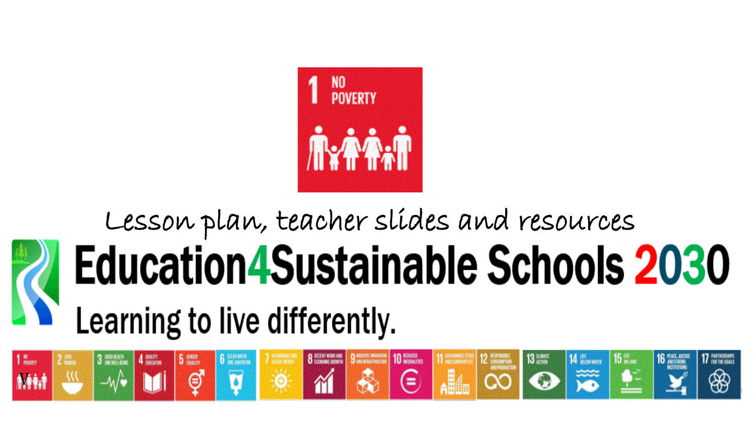1 NO POVERTY

Lesson plan, teacher slides and resources

# Education4Sustainable Schools 2030

Learning to live differently.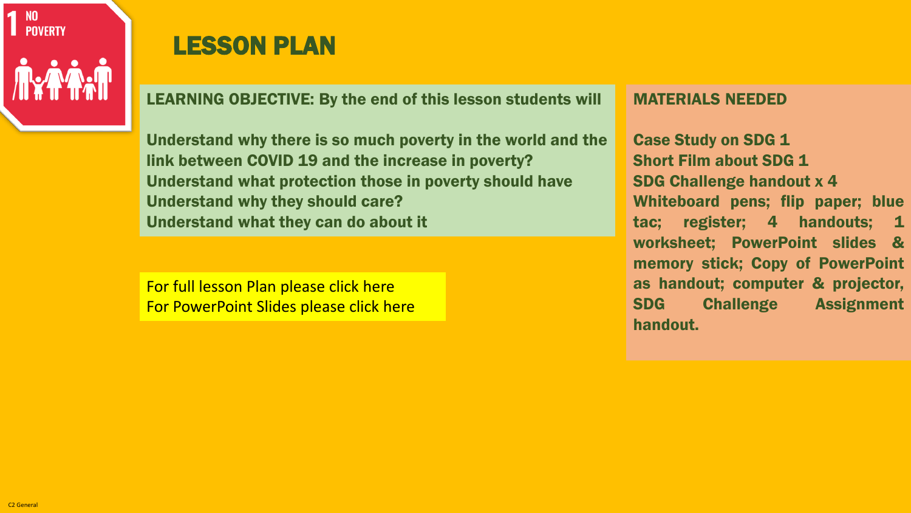1 NO POVERTY

# LESSON PLAN

**LEARNING OBJECTIVE: By the end of this lesson students will**

**Understand why there is so much poverty in the world and the link between COVID 19 and the increase in poverty?**
**Understand what protection those in poverty should have**
**Understand why they should care?**
**Understand what they can do about it**

For full lesson Plan please click here
For PowerPoint Slides please click here

**MATERIALS NEEDED**

**Case Study on SDG 1**
**Short Film about SDG 1**
**SDG Challenge handout x 4**
**Whiteboard pens; flip paper; blue tac; register; 4 handouts; 1 worksheet; PowerPoint slides & memory stick; Copy of PowerPoint as handout; computer & projector, SDG Challenge Assignment handout.**

C2 General